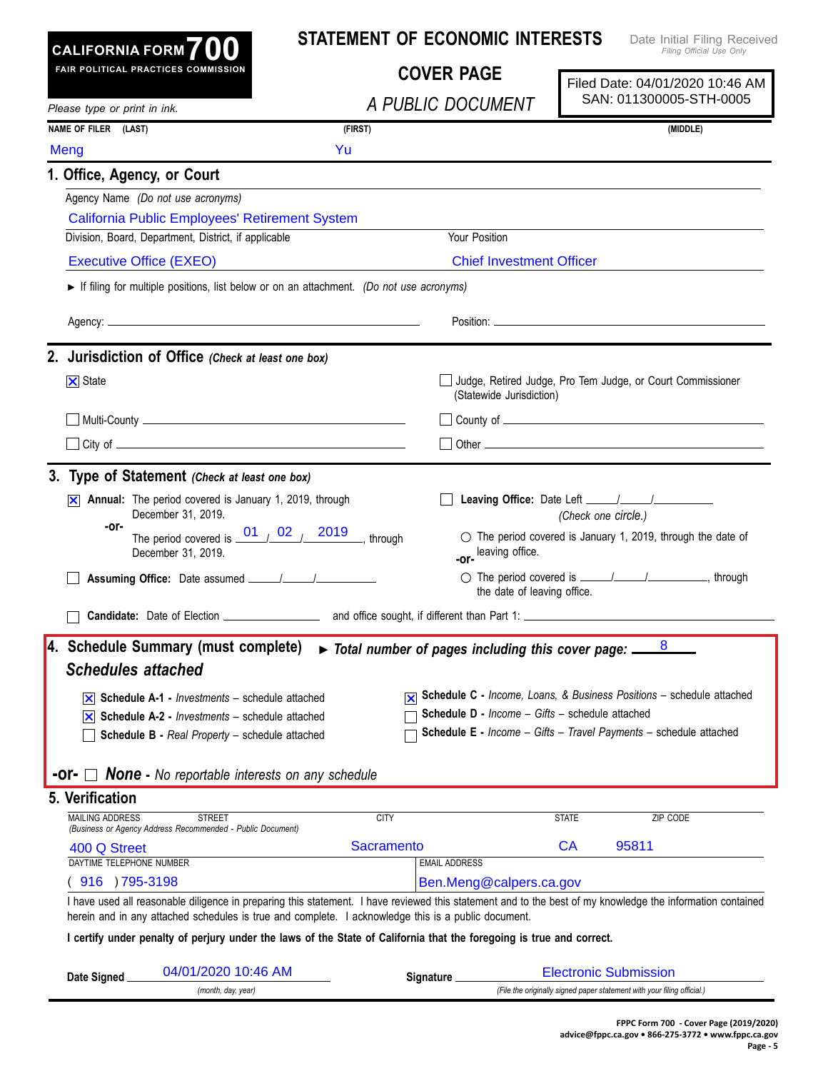# CALIFORNIA FORM 700

FAIR POLITICAL PRACTICES COMMISSION

## STATEMENT OF ECONOMIC INTERESTS

## COVER PAGE

*A PUBLIC DOCUMENT*

Date Initial Filing Received
*Filing Official Use Only*

Filed Date: 04/01/2020 10:46 AM
SAN: 011300005-STH-0005

*Please type or print in ink.*

| NAME OF FILER (LAST) | (FIRST) | (MIDDLE) |
|---|---|---|
| Meng | Yu | |

## 1. Office, Agency, or Court

Agency Name *(Do not use acronyms)*

California Public Employees' Retirement System

| Division, Board, Department, District, if applicable | Your Position |
|---|---|
| Executive Office (EXEO) | Chief Investment Officer |

► If filing for multiple positions, list below or on an attachment. *(Do not use acronyms)*

Agency: ______________________ Position: ______________________

## 2. Jurisdiction of Office *(Check at least one box)*

- [x] State
- [ ] Judge, Retired Judge, Pro Tem Judge, or Court Commissioner (Statewide Jurisdiction)
- [ ] Multi-County ______________________
- [ ] County of ______________________
- [ ] City of ______________________
- [ ] Other ______________________

## 3. Type of Statement *(Check at least one box)*

- [x] **Annual:** The period covered is January 1, 2019, through December 31, 2019.
  **-or-**
  The period covered is 01 / 02 / 2019, through December 31, 2019.
- [ ] **Leaving Office:** Date Left ____/____/______
  *(Check one circle.)*
  ○ The period covered is January 1, 2019, through the date of leaving office.
  **-or-**
  ○ The period covered is ____/____/______, through the date of leaving office.
- [ ] **Assuming Office:** Date assumed ____/____/______
- [ ] **Candidate:** Date of Election ____________ and office sought, if different than Part 1: ______________________

## 4. Schedule Summary (must complete)

► *Total number of pages including this cover page:* 8

***Schedules attached***

- [x] **Schedule A-1 -** *Investments* – schedule attached
- [x] **Schedule A-2 -** *Investments* – schedule attached
- [ ] **Schedule B -** *Real Property* – schedule attached
- [x] **Schedule C -** *Income, Loans, & Business Positions* – schedule attached
- [ ] **Schedule D -** *Income – Gifts* – schedule attached
- [ ] **Schedule E -** *Income – Gifts – Travel Payments* – schedule attached

**-or-** [ ] ***None*** - *No reportable interests on any schedule*

## 5. Verification

| MAILING ADDRESS STREET *(Business or Agency Address Recommended - Public Document)* | CITY | STATE | ZIP CODE |
|---|---|---|---|
| 400 Q Street | Sacramento | CA | 95811 |

| DAYTIME TELEPHONE NUMBER | EMAIL ADDRESS |
|---|---|
| ( 916 ) 795-3198 | Ben.Meng@calpers.ca.gov |

I have used all reasonable diligence in preparing this statement. I have reviewed this statement and to the best of my knowledge the information contained herein and in any attached schedules is true and complete. I acknowledge this is a public document.

**I certify under penalty of perjury under the laws of the State of California that the foregoing is true and correct.**

**Date Signed** 04/01/2020 10:46 AM *(month, day, year)*

**Signature** Electronic Submission *(File the originally signed paper statement with your filing official.)*

FPPC Form 700 - Cover Page (2019/2020)
advice@fppc.ca.gov • 866-275-3772 • www.fppc.ca.gov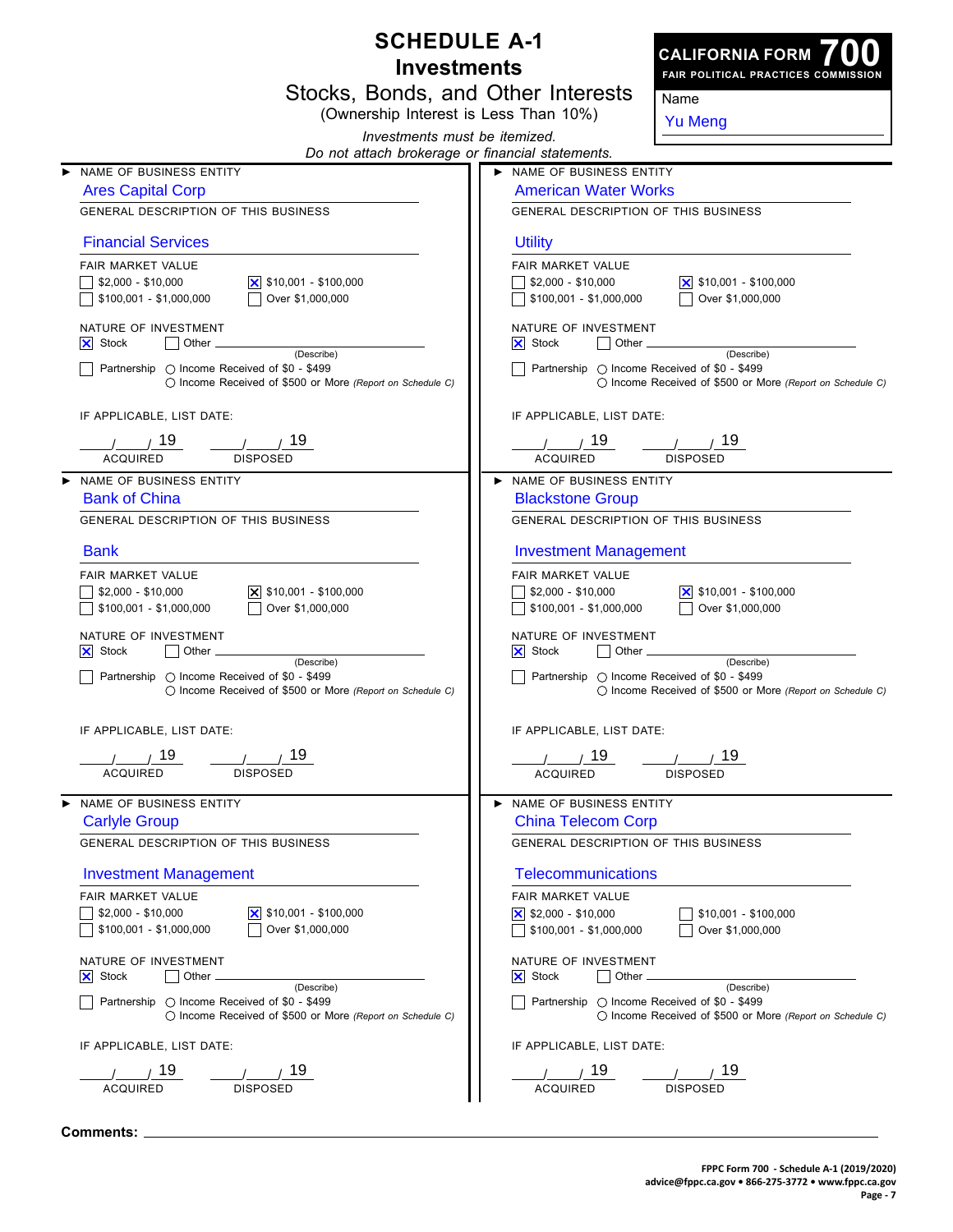# SCHEDULE A-1

## Investments

### Stocks, Bonds, and Other Interests

(Ownership Interest is Less Than 10%)

*Investments must be itemized.*
*Do not attach brokerage or financial statements.*

**CALIFORNIA FORM 700**
FAIR POLITICAL PRACTICES COMMISSION

Name: Yu Meng

---

**NAME OF BUSINESS ENTITY:** Ares Capital Corp

**GENERAL DESCRIPTION OF THIS BUSINESS:** Financial Services

**FAIR MARKET VALUE**
- [ ] $2,000 - $10,000
- [x] $10,001 - $100,000
- [ ] $100,001 - $1,000,000
- [ ] Over $1,000,000

**NATURE OF INVESTMENT**
- [x] Stock
- [ ] Other ______ (Describe)
- [ ] Partnership ○ Income Received of $0 - $499 ○ Income Received of $500 or More *(Report on Schedule C)*

**IF APPLICABLE, LIST DATE:**
___/___/ 19 ACQUIRED ___/___/ 19 DISPOSED

---

**NAME OF BUSINESS ENTITY:** American Water Works

**GENERAL DESCRIPTION OF THIS BUSINESS:** Utility

**FAIR MARKET VALUE**
- [ ] $2,000 - $10,000
- [x] $10,001 - $100,000
- [ ] $100,001 - $1,000,000
- [ ] Over $1,000,000

**NATURE OF INVESTMENT**
- [x] Stock
- [ ] Other ______ (Describe)
- [ ] Partnership ○ Income Received of $0 - $499 ○ Income Received of $500 or More *(Report on Schedule C)*

**IF APPLICABLE, LIST DATE:**
___/___/ 19 ACQUIRED ___/___/ 19 DISPOSED

---

**NAME OF BUSINESS ENTITY:** Bank of China

**GENERAL DESCRIPTION OF THIS BUSINESS:** Bank

**FAIR MARKET VALUE**
- [ ] $2,000 - $10,000
- [x] $10,001 - $100,000
- [ ] $100,001 - $1,000,000
- [ ] Over $1,000,000

**NATURE OF INVESTMENT**
- [x] Stock
- [ ] Other ______ (Describe)
- [ ] Partnership ○ Income Received of $0 - $499 ○ Income Received of $500 or More *(Report on Schedule C)*

**IF APPLICABLE, LIST DATE:**
___/___/ 19 ACQUIRED ___/___/ 19 DISPOSED

---

**NAME OF BUSINESS ENTITY:** Blackstone Group

**GENERAL DESCRIPTION OF THIS BUSINESS:** Investment Management

**FAIR MARKET VALUE**
- [ ] $2,000 - $10,000
- [x] $10,001 - $100,000
- [ ] $100,001 - $1,000,000
- [ ] Over $1,000,000

**NATURE OF INVESTMENT**
- [x] Stock
- [ ] Other ______ (Describe)
- [ ] Partnership ○ Income Received of $0 - $499 ○ Income Received of $500 or More *(Report on Schedule C)*

**IF APPLICABLE, LIST DATE:**
___/___/ 19 ACQUIRED ___/___/ 19 DISPOSED

---

**NAME OF BUSINESS ENTITY:** Carlyle Group

**GENERAL DESCRIPTION OF THIS BUSINESS:** Investment Management

**FAIR MARKET VALUE**
- [ ] $2,000 - $10,000
- [x] $10,001 - $100,000
- [ ] $100,001 - $1,000,000
- [ ] Over $1,000,000

**NATURE OF INVESTMENT**
- [x] Stock
- [ ] Other ______ (Describe)
- [ ] Partnership ○ Income Received of $0 - $499 ○ Income Received of $500 or More *(Report on Schedule C)*

**IF APPLICABLE, LIST DATE:**
___/___/ 19 ACQUIRED ___/___/ 19 DISPOSED

---

**NAME OF BUSINESS ENTITY:** China Telecom Corp

**GENERAL DESCRIPTION OF THIS BUSINESS:** Telecommunications

**FAIR MARKET VALUE**
- [x] $2,000 - $10,000
- [ ] $10,001 - $100,000
- [ ] $100,001 - $1,000,000
- [ ] Over $1,000,000

**NATURE OF INVESTMENT**
- [x] Stock
- [ ] Other ______ (Describe)
- [ ] Partnership ○ Income Received of $0 - $499 ○ Income Received of $500 or More *(Report on Schedule C)*

**IF APPLICABLE, LIST DATE:**
___/___/ 19 ACQUIRED ___/___/ 19 DISPOSED

---

**Comments:** ______

FPPC Form 700 - Schedule A-1 (2019/2020)
advice@fppc.ca.gov • 866-275-3772 • www.fppc.ca.gov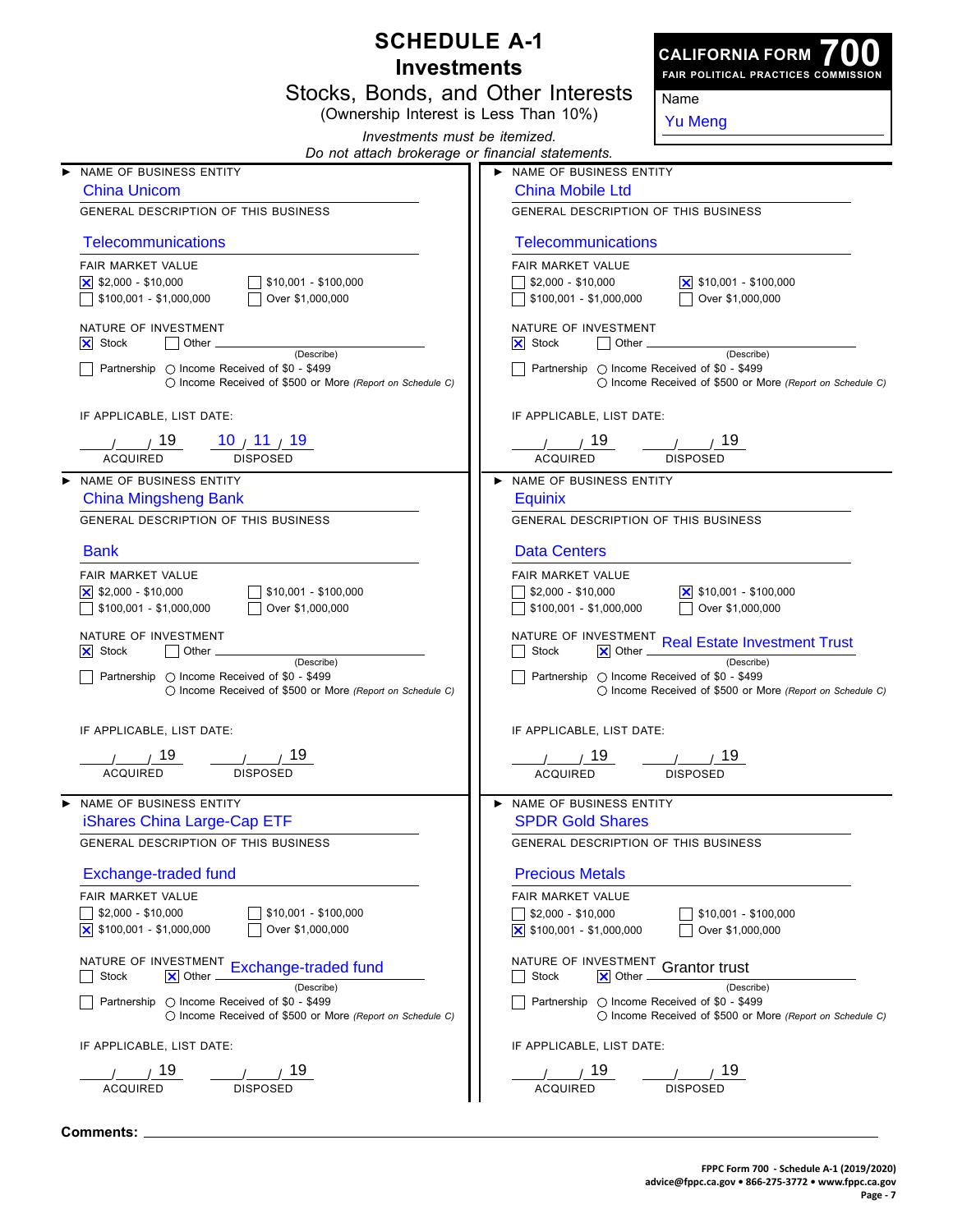# SCHEDULE A-1
## Investments
### Stocks, Bonds, and Other Interests
(Ownership Interest is Less Than 10%)

*Investments must be itemized.*
*Do not attach brokerage or financial statements.*

**CALIFORNIA FORM 700**
**FAIR POLITICAL PRACTICES COMMISSION**

Name: Yu Meng

---

**NAME OF BUSINESS ENTITY**
China Unicom

GENERAL DESCRIPTION OF THIS BUSINESS
Telecommunications

FAIR MARKET VALUE
- [x] $2,000 - $10,000
- [ ] $10,001 - $100,000
- [ ] $100,001 - $1,000,000
- [ ] Over $1,000,000

NATURE OF INVESTMENT
- [x] Stock
- [ ] Other ____ (Describe)
- [ ] Partnership ○ Income Received of $0 - $499 ○ Income Received of $500 or More *(Report on Schedule C)*

IF APPLICABLE, LIST DATE:
__/__/ 19 ACQUIRED — 10 / 11 / 19 DISPOSED

---

**NAME OF BUSINESS ENTITY**
China Mobile Ltd

GENERAL DESCRIPTION OF THIS BUSINESS
Telecommunications

FAIR MARKET VALUE
- [ ] $2,000 - $10,000
- [x] $10,001 - $100,000
- [ ] $100,001 - $1,000,000
- [ ] Over $1,000,000

NATURE OF INVESTMENT
- [x] Stock
- [ ] Other ____ (Describe)
- [ ] Partnership ○ Income Received of $0 - $499 ○ Income Received of $500 or More *(Report on Schedule C)*

IF APPLICABLE, LIST DATE:
__/__/ 19 ACQUIRED — __/__/ 19 DISPOSED

---

**NAME OF BUSINESS ENTITY**
China Mingsheng Bank

GENERAL DESCRIPTION OF THIS BUSINESS
Bank

FAIR MARKET VALUE
- [x] $2,000 - $10,000
- [ ] $10,001 - $100,000
- [ ] $100,001 - $1,000,000
- [ ] Over $1,000,000

NATURE OF INVESTMENT
- [x] Stock
- [ ] Other ____ (Describe)
- [ ] Partnership ○ Income Received of $0 - $499 ○ Income Received of $500 or More *(Report on Schedule C)*

IF APPLICABLE, LIST DATE:
__/__/ 19 ACQUIRED — __/__/ 19 DISPOSED

---

**NAME OF BUSINESS ENTITY**
Equinix

GENERAL DESCRIPTION OF THIS BUSINESS
Data Centers

FAIR MARKET VALUE
- [ ] $2,000 - $10,000
- [x] $10,001 - $100,000
- [ ] $100,001 - $1,000,000
- [ ] Over $1,000,000

NATURE OF INVESTMENT
- [ ] Stock
- [x] Other: Real Estate Investment Trust (Describe)
- [ ] Partnership ○ Income Received of $0 - $499 ○ Income Received of $500 or More *(Report on Schedule C)*

IF APPLICABLE, LIST DATE:
__/__/ 19 ACQUIRED — __/__/ 19 DISPOSED

---

**NAME OF BUSINESS ENTITY**
iShares China Large-Cap ETF

GENERAL DESCRIPTION OF THIS BUSINESS
Exchange-traded fund

FAIR MARKET VALUE
- [ ] $2,000 - $10,000
- [ ] $10,001 - $100,000
- [x] $100,001 - $1,000,000
- [ ] Over $1,000,000

NATURE OF INVESTMENT
- [ ] Stock
- [x] Other: Exchange-traded fund (Describe)
- [ ] Partnership ○ Income Received of $0 - $499 ○ Income Received of $500 or More *(Report on Schedule C)*

IF APPLICABLE, LIST DATE:
__/__/ 19 ACQUIRED — __/__/ 19 DISPOSED

---

**NAME OF BUSINESS ENTITY**
SPDR Gold Shares

GENERAL DESCRIPTION OF THIS BUSINESS
Precious Metals

FAIR MARKET VALUE
- [ ] $2,000 - $10,000
- [ ] $10,001 - $100,000
- [x] $100,001 - $1,000,000
- [ ] Over $1,000,000

NATURE OF INVESTMENT
- [ ] Stock
- [x] Other: Grantor trust (Describe)
- [ ] Partnership ○ Income Received of $0 - $499 ○ Income Received of $500 or More *(Report on Schedule C)*

IF APPLICABLE, LIST DATE:
__/__/ 19 ACQUIRED — __/__/ 19 DISPOSED

---

**Comments:** ____

FPPC Form 700 - Schedule A-1 (2019/2020)
advice@fppc.ca.gov • 866-275-3772 • www.fppc.ca.gov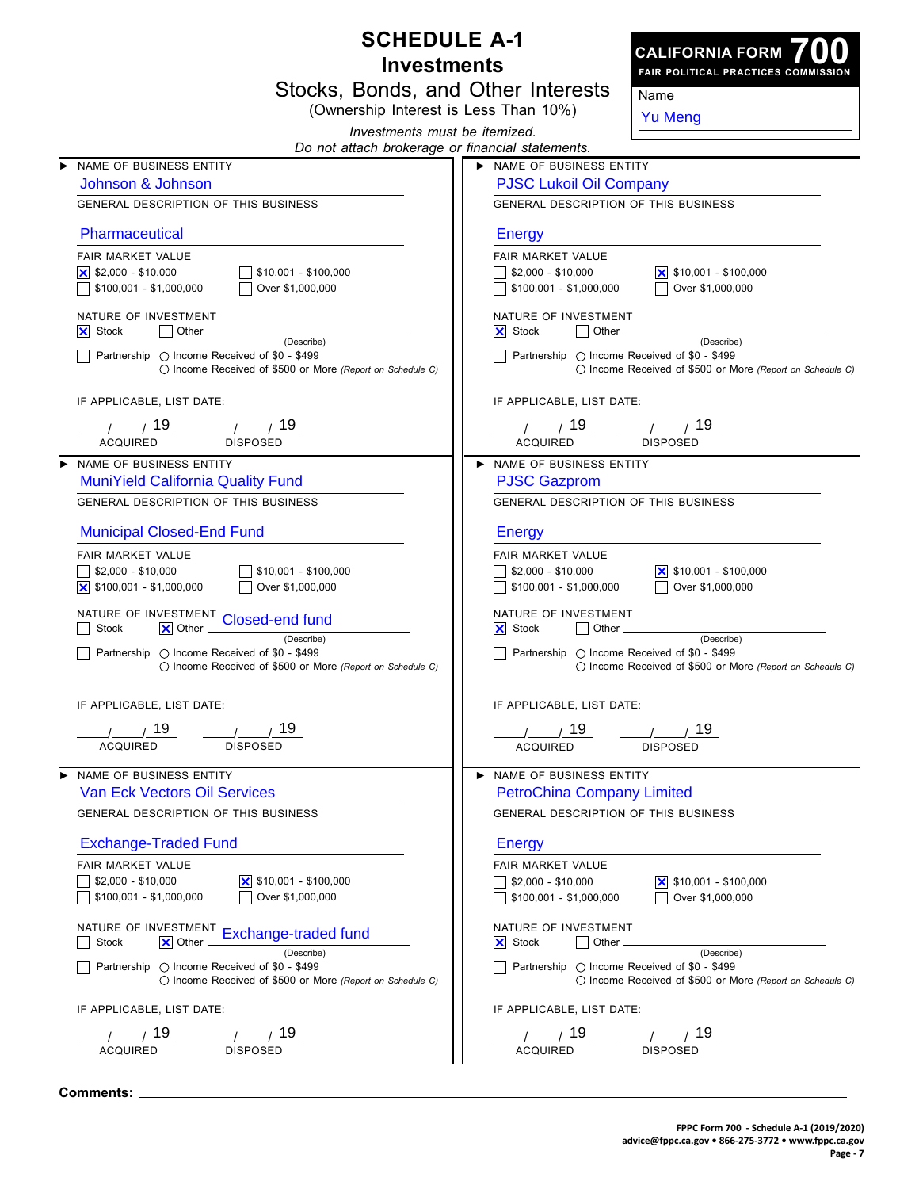# SCHEDULE A-1
## Investments
### Stocks, Bonds, and Other Interests
(Ownership Interest is Less Than 10%)

*Investments must be itemized.*
*Do not attach brokerage or financial statements.*

**CALIFORNIA FORM 700**
**FAIR POLITICAL PRACTICES COMMISSION**

Name: Yu Meng

---

▶ NAME OF BUSINESS ENTITY
Johnson & Johnson

GENERAL DESCRIPTION OF THIS BUSINESS
Pharmaceutical

FAIR MARKET VALUE
- [x] $2,000 - $10,000
- [ ] $10,001 - $100,000
- [ ] $100,001 - $1,000,000
- [ ] Over $1,000,000

NATURE OF INVESTMENT
- [x] Stock
- [ ] Other ________ (Describe)
- [ ] Partnership ○ Income Received of $0 - $499 ○ Income Received of $500 or More *(Report on Schedule C)*

IF APPLICABLE, LIST DATE:
___/___/ 19 ACQUIRED ___/___/ 19 DISPOSED

---

▶ NAME OF BUSINESS ENTITY
MuniYield California Quality Fund

GENERAL DESCRIPTION OF THIS BUSINESS
Municipal Closed-End Fund

FAIR MARKET VALUE
- [ ] $2,000 - $10,000
- [ ] $10,001 - $100,000
- [x] $100,001 - $1,000,000
- [ ] Over $1,000,000

NATURE OF INVESTMENT
- [ ] Stock
- [x] Other Closed-end fund (Describe)
- [ ] Partnership ○ Income Received of $0 - $499 ○ Income Received of $500 or More *(Report on Schedule C)*

IF APPLICABLE, LIST DATE:
___/___/ 19 ACQUIRED ___/___/ 19 DISPOSED

---

▶ NAME OF BUSINESS ENTITY
Van Eck Vectors Oil Services

GENERAL DESCRIPTION OF THIS BUSINESS
Exchange-Traded Fund

FAIR MARKET VALUE
- [ ] $2,000 - $10,000
- [x] $10,001 - $100,000
- [ ] $100,001 - $1,000,000
- [ ] Over $1,000,000

NATURE OF INVESTMENT
- [ ] Stock
- [x] Other Exchange-traded fund (Describe)
- [ ] Partnership ○ Income Received of $0 - $499 ○ Income Received of $500 or More *(Report on Schedule C)*

IF APPLICABLE, LIST DATE:
___/___/ 19 ACQUIRED ___/___/ 19 DISPOSED

---

▶ NAME OF BUSINESS ENTITY
PJSC Lukoil Oil Company

GENERAL DESCRIPTION OF THIS BUSINESS
Energy

FAIR MARKET VALUE
- [ ] $2,000 - $10,000
- [x] $10,001 - $100,000
- [ ] $100,001 - $1,000,000
- [ ] Over $1,000,000

NATURE OF INVESTMENT
- [x] Stock
- [ ] Other ________ (Describe)
- [ ] Partnership ○ Income Received of $0 - $499 ○ Income Received of $500 or More *(Report on Schedule C)*

IF APPLICABLE, LIST DATE:
___/___/ 19 ACQUIRED ___/___/ 19 DISPOSED

---

▶ NAME OF BUSINESS ENTITY
PJSC Gazprom

GENERAL DESCRIPTION OF THIS BUSINESS
Energy

FAIR MARKET VALUE
- [ ] $2,000 - $10,000
- [x] $10,001 - $100,000
- [ ] $100,001 - $1,000,000
- [ ] Over $1,000,000

NATURE OF INVESTMENT
- [x] Stock
- [ ] Other ________ (Describe)
- [ ] Partnership ○ Income Received of $0 - $499 ○ Income Received of $500 or More *(Report on Schedule C)*

IF APPLICABLE, LIST DATE:
___/___/ 19 ACQUIRED ___/___/ 19 DISPOSED

---

▶ NAME OF BUSINESS ENTITY
PetroChina Company Limited

GENERAL DESCRIPTION OF THIS BUSINESS
Energy

FAIR MARKET VALUE
- [ ] $2,000 - $10,000
- [x] $10,001 - $100,000
- [ ] $100,001 - $1,000,000
- [ ] Over $1,000,000

NATURE OF INVESTMENT
- [x] Stock
- [ ] Other ________ (Describe)
- [ ] Partnership ○ Income Received of $0 - $499 ○ Income Received of $500 or More *(Report on Schedule C)*

IF APPLICABLE, LIST DATE:
___/___/ 19 ACQUIRED ___/___/ 19 DISPOSED

---

**Comments:** ____________________

FPPC Form 700 - Schedule A-1 (2019/2020)
advice@fppc.ca.gov • 866-275-3772 • www.fppc.ca.gov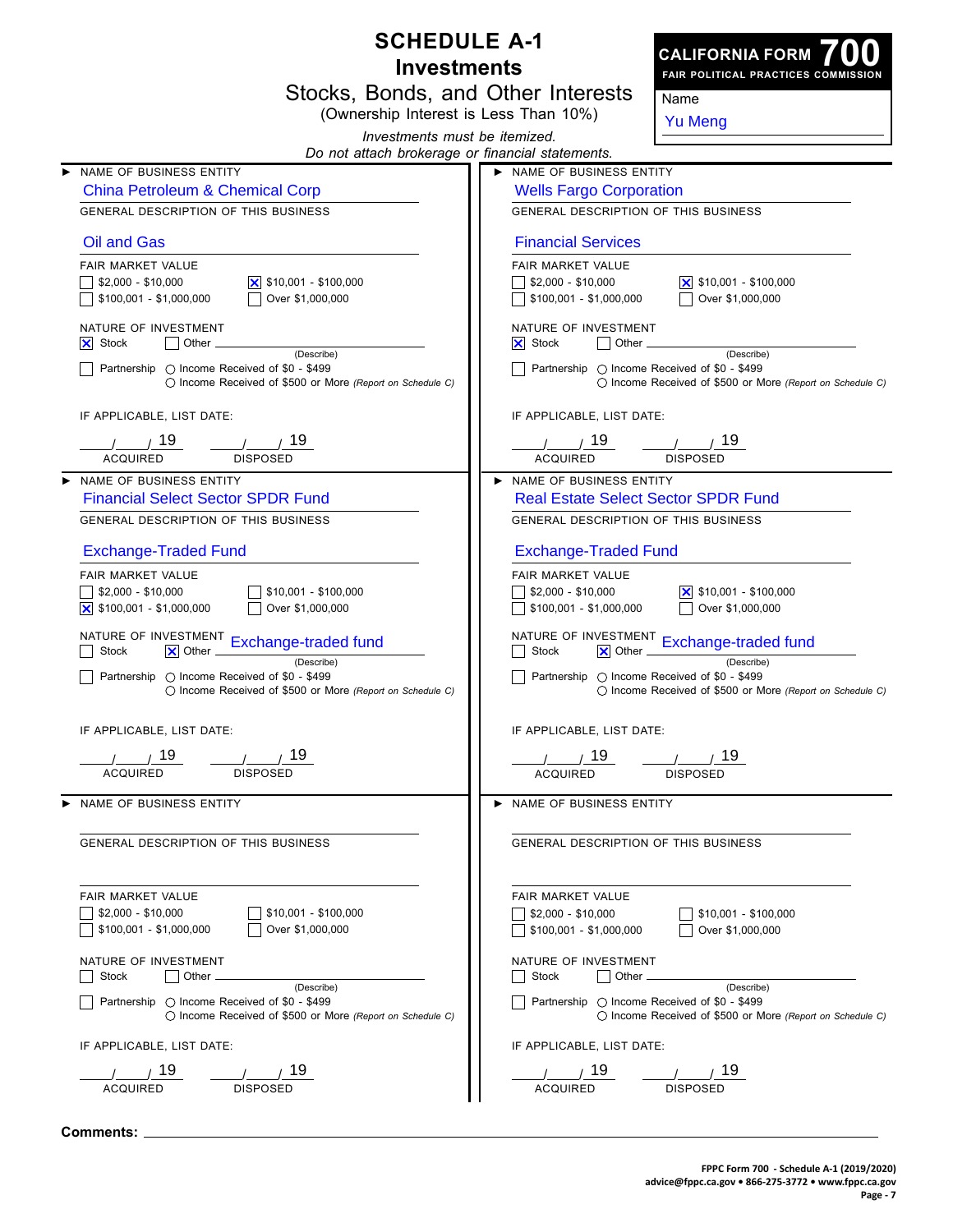# SCHEDULE A-1
## Investments
### Stocks, Bonds, and Other Interests
(Ownership Interest is Less Than 10%)

*Investments must be itemized.*
*Do not attach brokerage or financial statements.*

**CALIFORNIA FORM 700**
**FAIR POLITICAL PRACTICES COMMISSION**

Name: Yu Meng

---

**NAME OF BUSINESS ENTITY**
China Petroleum & Chemical Corp

**GENERAL DESCRIPTION OF THIS BUSINESS**
Oil and Gas

**FAIR MARKET VALUE**
- [ ] $2,000 - $10,000
- [x] $10,001 - $100,000
- [ ] $100,001 - $1,000,000
- [ ] Over $1,000,000

**NATURE OF INVESTMENT**
- [x] Stock
- [ ] Other ____________ (Describe)
- [ ] Partnership ○ Income Received of $0 - $499 ○ Income Received of $500 or More *(Report on Schedule C)*

**IF APPLICABLE, LIST DATE:**

___/___/ 19 ACQUIRED ___/___/ 19 DISPOSED

---

**NAME OF BUSINESS ENTITY**
Wells Fargo Corporation

**GENERAL DESCRIPTION OF THIS BUSINESS**
Financial Services

**FAIR MARKET VALUE**
- [ ] $2,000 - $10,000
- [x] $10,001 - $100,000
- [ ] $100,001 - $1,000,000
- [ ] Over $1,000,000

**NATURE OF INVESTMENT**
- [x] Stock
- [ ] Other ____________ (Describe)
- [ ] Partnership ○ Income Received of $0 - $499 ○ Income Received of $500 or More *(Report on Schedule C)*

**IF APPLICABLE, LIST DATE:**

___/___/ 19 ACQUIRED ___/___/ 19 DISPOSED

---

**NAME OF BUSINESS ENTITY**
Financial Select Sector SPDR Fund

**GENERAL DESCRIPTION OF THIS BUSINESS**
Exchange-Traded Fund

**FAIR MARKET VALUE**
- [ ] $2,000 - $10,000
- [ ] $10,001 - $100,000
- [x] $100,001 - $1,000,000
- [ ] Over $1,000,000

**NATURE OF INVESTMENT**
- [ ] Stock
- [x] Other Exchange-traded fund (Describe)
- [ ] Partnership ○ Income Received of $0 - $499 ○ Income Received of $500 or More *(Report on Schedule C)*

**IF APPLICABLE, LIST DATE:**

___/___/ 19 ACQUIRED ___/___/ 19 DISPOSED

---

**NAME OF BUSINESS ENTITY**
Real Estate Select Sector SPDR Fund

**GENERAL DESCRIPTION OF THIS BUSINESS**
Exchange-Traded Fund

**FAIR MARKET VALUE**
- [ ] $2,000 - $10,000
- [x] $10,001 - $100,000
- [ ] $100,001 - $1,000,000
- [ ] Over $1,000,000

**NATURE OF INVESTMENT**
- [ ] Stock
- [x] Other Exchange-traded fund (Describe)
- [ ] Partnership ○ Income Received of $0 - $499 ○ Income Received of $500 or More *(Report on Schedule C)*

**IF APPLICABLE, LIST DATE:**

___/___/ 19 ACQUIRED ___/___/ 19 DISPOSED

---

**NAME OF BUSINESS ENTITY**

**GENERAL DESCRIPTION OF THIS BUSINESS**

**FAIR MARKET VALUE**
- [ ] $2,000 - $10,000
- [ ] $10,001 - $100,000
- [ ] $100,001 - $1,000,000
- [ ] Over $1,000,000

**NATURE OF INVESTMENT**
- [ ] Stock
- [ ] Other ____________ (Describe)
- [ ] Partnership ○ Income Received of $0 - $499 ○ Income Received of $500 or More *(Report on Schedule C)*

**IF APPLICABLE, LIST DATE:**

___/___/ 19 ACQUIRED ___/___/ 19 DISPOSED

---

**NAME OF BUSINESS ENTITY**

**GENERAL DESCRIPTION OF THIS BUSINESS**

**FAIR MARKET VALUE**
- [ ] $2,000 - $10,000
- [ ] $10,001 - $100,000
- [ ] $100,001 - $1,000,000
- [ ] Over $1,000,000

**NATURE OF INVESTMENT**
- [ ] Stock
- [ ] Other ____________ (Describe)
- [ ] Partnership ○ Income Received of $0 - $499 ○ Income Received of $500 or More *(Report on Schedule C)*

**IF APPLICABLE, LIST DATE:**

___/___/ 19 ACQUIRED ___/___/ 19 DISPOSED

---

**Comments:** ____________

FPPC Form 700 - Schedule A-1 (2019/2020)
advice@fppc.ca.gov • 866-275-3772 • www.fppc.ca.gov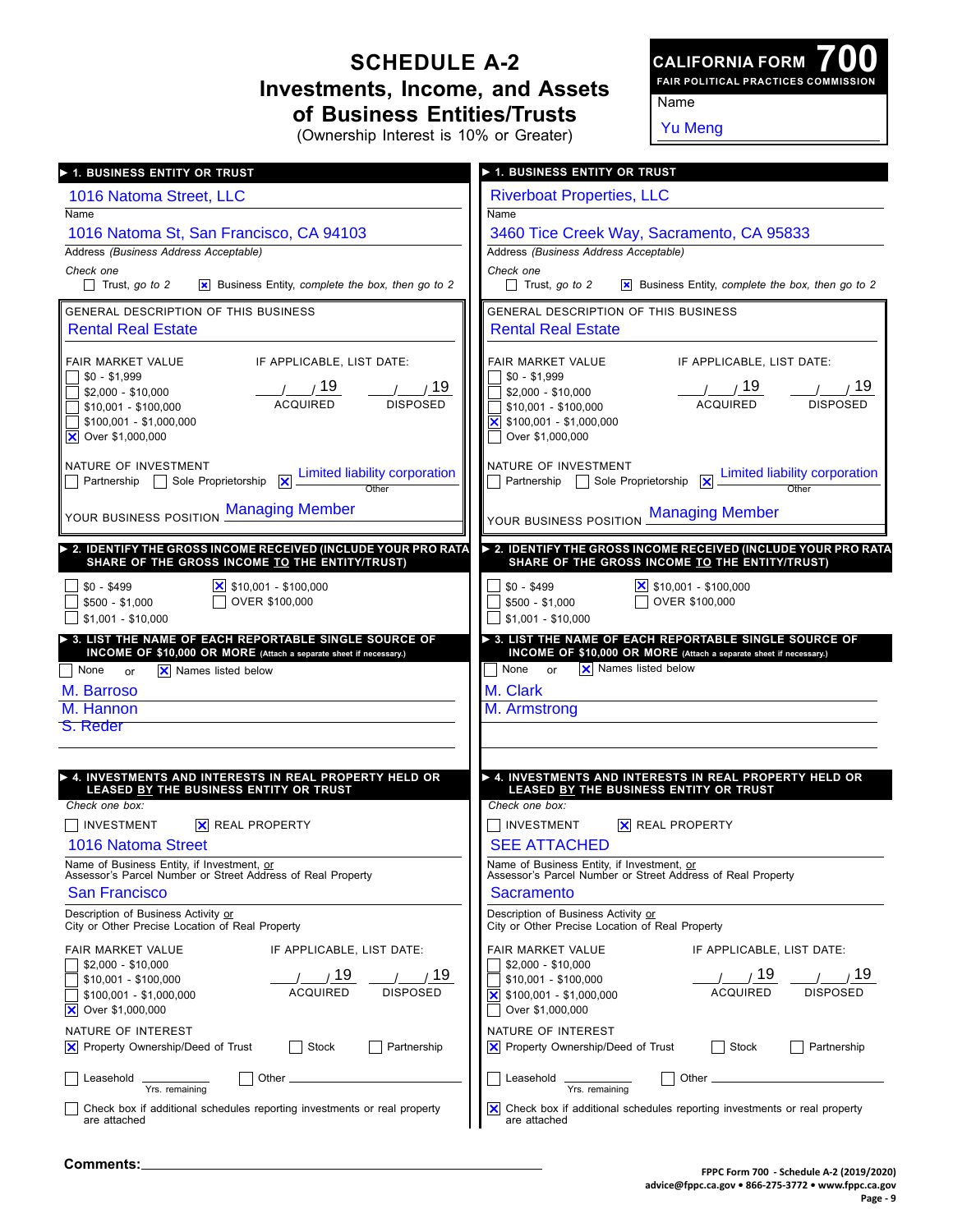# SCHEDULE A-2
## Investments, Income, and Assets of Business Entities/Trusts
(Ownership Interest is 10% or Greater)

**CALIFORNIA FORM 700**
FAIR POLITICAL PRACTICES COMMISSION

Name: Yu Meng

---

### ▶ 1. BUSINESS ENTITY OR TRUST

**Name:** 1016 Natoma Street, LLC

**Address** *(Business Address Acceptable)*: 1016 Natoma St, San Francisco, CA 94103

*Check one*
- [ ] Trust, *go to 2*
- [x] Business Entity, *complete the box, then go to 2*

GENERAL DESCRIPTION OF THIS BUSINESS: Rental Real Estate

FAIR MARKET VALUE
- [ ] $0 - $1,999
- [ ] $2,000 - $10,000
- [ ] $10,001 - $100,000
- [ ] $100,001 - $1,000,000
- [x] Over $1,000,000

IF APPLICABLE, LIST DATE: ___/___/19 ACQUIRED ___/___/19 DISPOSED

NATURE OF INVESTMENT
- [ ] Partnership
- [ ] Sole Proprietorship
- [x] Other: Limited liability corporation

YOUR BUSINESS POSITION: Managing Member

### ▶ 2. IDENTIFY THE GROSS INCOME RECEIVED (INCLUDE YOUR PRO RATA SHARE OF THE GROSS INCOME TO THE ENTITY/TRUST)

- [ ] $0 - $499
- [ ] $500 - $1,000
- [ ] $1,001 - $10,000
- [x] $10,001 - $100,000
- [ ] OVER $100,000

### ▶ 3. LIST THE NAME OF EACH REPORTABLE SINGLE SOURCE OF INCOME OF $10,000 OR MORE (Attach a separate sheet if necessary.)

- [ ] None or
- [x] Names listed below

M. Barroso
M. Hannon
~~S. Reder~~

### ▶ 4. INVESTMENTS AND INTERESTS IN REAL PROPERTY HELD OR LEASED BY THE BUSINESS ENTITY OR TRUST

*Check one box:*
- [ ] INVESTMENT
- [x] REAL PROPERTY

Name of Business Entity, if Investment, or Assessor's Parcel Number or Street Address of Real Property: 1016 Natoma Street

Description of Business Activity or City or Other Precise Location of Real Property: San Francisco

FAIR MARKET VALUE
- [ ] $2,000 - $10,000
- [ ] $10,001 - $100,000
- [ ] $100,001 - $1,000,000
- [x] Over $1,000,000

IF APPLICABLE, LIST DATE: ___/___/19 ACQUIRED ___/___/19 DISPOSED

NATURE OF INTEREST
- [x] Property Ownership/Deed of Trust
- [ ] Stock
- [ ] Partnership
- [ ] Leasehold ______ Yrs. remaining
- [ ] Other ______

- [ ] Check box if additional schedules reporting investments or real property are attached

---

### ▶ 1. BUSINESS ENTITY OR TRUST

**Name:** Riverboat Properties, LLC

**Address** *(Business Address Acceptable)*: 3460 Tice Creek Way, Sacramento, CA 95833

*Check one*
- [ ] Trust, *go to 2*
- [x] Business Entity, *complete the box, then go to 2*

GENERAL DESCRIPTION OF THIS BUSINESS: Rental Real Estate

FAIR MARKET VALUE
- [ ] $0 - $1,999
- [ ] $2,000 - $10,000
- [ ] $10,001 - $100,000
- [x] $100,001 - $1,000,000
- [ ] Over $1,000,000

IF APPLICABLE, LIST DATE: ___/___/19 ACQUIRED ___/___/19 DISPOSED

NATURE OF INVESTMENT
- [ ] Partnership
- [ ] Sole Proprietorship
- [x] Other: Limited liability corporation

YOUR BUSINESS POSITION: Managing Member

### ▶ 2. IDENTIFY THE GROSS INCOME RECEIVED (INCLUDE YOUR PRO RATA SHARE OF THE GROSS INCOME TO THE ENTITY/TRUST)

- [ ] $0 - $499
- [ ] $500 - $1,000
- [ ] $1,001 - $10,000
- [x] $10,001 - $100,000
- [ ] OVER $100,000

### ▶ 3. LIST THE NAME OF EACH REPORTABLE SINGLE SOURCE OF INCOME OF $10,000 OR MORE (Attach a separate sheet if necessary.)

- [ ] None or
- [x] Names listed below

M. Clark
M. Armstrong

### ▶ 4. INVESTMENTS AND INTERESTS IN REAL PROPERTY HELD OR LEASED BY THE BUSINESS ENTITY OR TRUST

*Check one box:*
- [ ] INVESTMENT
- [x] REAL PROPERTY

Name of Business Entity, if Investment, or Assessor's Parcel Number or Street Address of Real Property: SEE ATTACHED

Description of Business Activity or City or Other Precise Location of Real Property: Sacramento

FAIR MARKET VALUE
- [ ] $2,000 - $10,000
- [ ] $10,001 - $100,000
- [x] $100,001 - $1,000,000
- [ ] Over $1,000,000

IF APPLICABLE, LIST DATE: ___/___/19 ACQUIRED ___/___/19 DISPOSED

NATURE OF INTEREST
- [x] Property Ownership/Deed of Trust
- [ ] Stock
- [ ] Partnership
- [ ] Leasehold ______ Yrs. remaining
- [ ] Other ______

- [x] Check box if additional schedules reporting investments or real property are attached

---

**Comments:** ______________________

FPPC Form 700 - Schedule A-2 (2019/2020)
advice@fppc.ca.gov • 866-275-3772 • www.fppc.ca.gov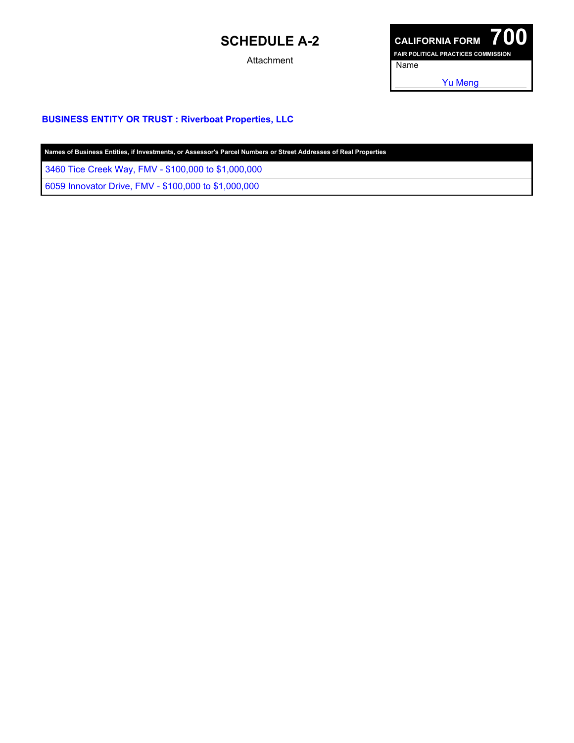# SCHEDULE A-2

Attachment

**CALIFORNIA FORM 700**
**FAIR POLITICAL PRACTICES COMMISSION**

Name

Yu Meng

**BUSINESS ENTITY OR TRUST : Riverboat Properties, LLC**

| Names of Business Entities, if Investments, or Assessor's Parcel Numbers or Street Addresses of Real Properties |
|---|
| 3460 Tice Creek Way, FMV - $100,000 to $1,000,000 |
| 6059 Innovator Drive, FMV - $100,000 to $1,000,000 |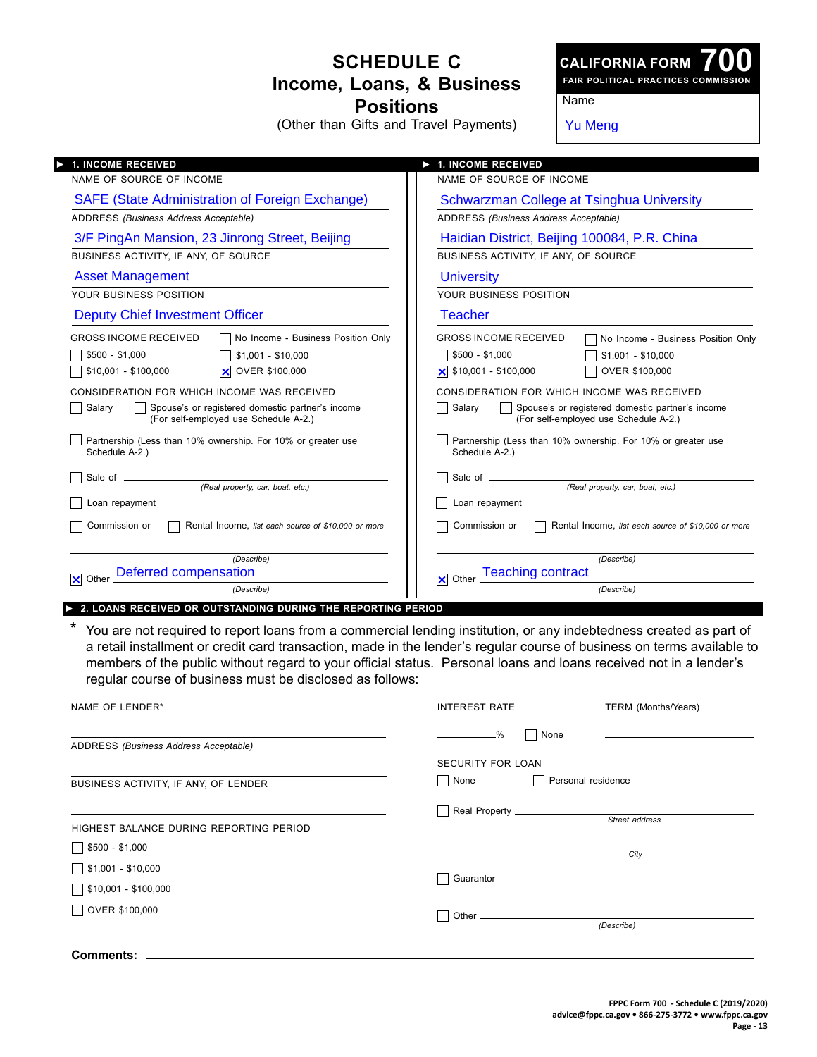# SCHEDULE C

## Income, Loans, & Business Positions

(Other than Gifts and Travel Payments)

**CALIFORNIA FORM 700**
**FAIR POLITICAL PRACTICES COMMISSION**

Name

Yu Meng

---

### 1. INCOME RECEIVED

NAME OF SOURCE OF INCOME

SAFE (State Administration of Foreign Exchange)

ADDRESS *(Business Address Acceptable)*

3/F PingAn Mansion, 23 Jinrong Street, Beijing

BUSINESS ACTIVITY, IF ANY, OF SOURCE

Asset Management

YOUR BUSINESS POSITION

Deputy Chief Investment Officer

GROSS INCOME RECEIVED

- [ ] No Income - Business Position Only
- [ ] $500 - $1,000
- [ ] $1,001 - $10,000
- [ ] $10,001 - $100,000
- [x] OVER $100,000

CONSIDERATION FOR WHICH INCOME WAS RECEIVED

- [ ] Salary
- [ ] Spouse's or registered domestic partner's income (For self-employed use Schedule A-2.)
- [ ] Partnership (Less than 10% ownership. For 10% or greater use Schedule A-2.)
- [ ] Sale of ______ *(Real property, car, boat, etc.)*
- [ ] Loan repayment
- [ ] Commission or
- [ ] Rental Income, *list each source of $10,000 or more*

______ *(Describe)*

- [x] Other Deferred compensation *(Describe)*

---

### 1. INCOME RECEIVED

NAME OF SOURCE OF INCOME

Schwarzman College at Tsinghua University

ADDRESS *(Business Address Acceptable)*

Haidian District, Beijing 100084, P.R. China

BUSINESS ACTIVITY, IF ANY, OF SOURCE

University

YOUR BUSINESS POSITION

Teacher

GROSS INCOME RECEIVED

- [ ] No Income - Business Position Only
- [ ] $500 - $1,000
- [ ] $1,001 - $10,000
- [x] $10,001 - $100,000
- [ ] OVER $100,000

CONSIDERATION FOR WHICH INCOME WAS RECEIVED

- [ ] Salary
- [ ] Spouse's or registered domestic partner's income (For self-employed use Schedule A-2.)
- [ ] Partnership (Less than 10% ownership. For 10% or greater use Schedule A-2.)
- [ ] Sale of ______ *(Real property, car, boat, etc.)*
- [ ] Loan repayment
- [ ] Commission or
- [ ] Rental Income, *list each source of $10,000 or more*

______ *(Describe)*

- [x] Other Teaching contract *(Describe)*

---

### 2. LOANS RECEIVED OR OUTSTANDING DURING THE REPORTING PERIOD

\* You are not required to report loans from a commercial lending institution, or any indebtedness created as part of a retail installment or credit card transaction, made in the lender's regular course of business on terms available to members of the public without regard to your official status. Personal loans and loans received not in a lender's regular course of business must be disclosed as follows:

NAME OF LENDER*

______

ADDRESS *(Business Address Acceptable)*

______

BUSINESS ACTIVITY, IF ANY, OF LENDER

______

HIGHEST BALANCE DURING REPORTING PERIOD

- [ ] $500 - $1,000
- [ ] $1,001 - $10,000
- [ ] $10,001 - $100,000
- [ ] OVER $100,000

INTEREST RATE

______% [ ] None

TERM (Months/Years)

______

SECURITY FOR LOAN

- [ ] None
- [ ] Personal residence
- [ ] Real Property ______ *Street address*

______ *City*

- [ ] Guarantor ______
- [ ] Other ______ *(Describe)*

**Comments:** ______

FPPC Form 700 - Schedule C (2019/2020)
advice@fppc.ca.gov • 866-275-3772 • www.fppc.ca.gov